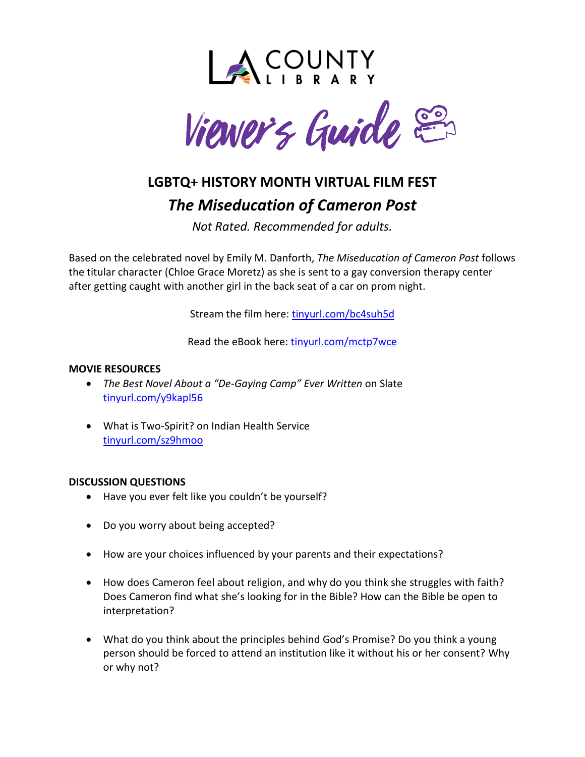LA COUNTY LIBRARY

Viewer's Guide

## LGBTQ+ HISTORY MONTH VIRTUAL FILM FEST

## *The Miseducation of Cameron Post*

*Not Rated. Recommended for adults.*

Based on the celebrated novel by Emily M. Danforth, *The Miseducation of Cameron Post* follows the titular character (Chloe Grace Moretz) as she is sent to a gay conversion therapy center after getting caught with another girl in the back seat of a car on prom night.

Stream the film here: [tinyurl.com/bc4suh5d](tinyurl.com/bc4suh5d)

Read the eBook here: [tinyurl.com/mctp7wce](tinyurl.com/mctp7wce)

**MOVIE RESOURCES**

- *The Best Novel About a "De-Gaying Camp" Ever Written* on Slate [tinyurl.com/y9kapl56](tinyurl.com/y9kapl56)
- What is Two-Spirit? on Indian Health Service [tinyurl.com/sz9hmoo](tinyurl.com/sz9hmoo)

**DISCUSSION QUESTIONS**

- Have you ever felt like you couldn't be yourself?
- Do you worry about being accepted?
- How are your choices influenced by your parents and their expectations?
- How does Cameron feel about religion, and why do you think she struggles with faith? Does Cameron find what she's looking for in the Bible? How can the Bible be open to interpretation?
- What do you think about the principles behind God's Promise? Do you think a young person should be forced to attend an institution like it without his or her consent? Why or why not?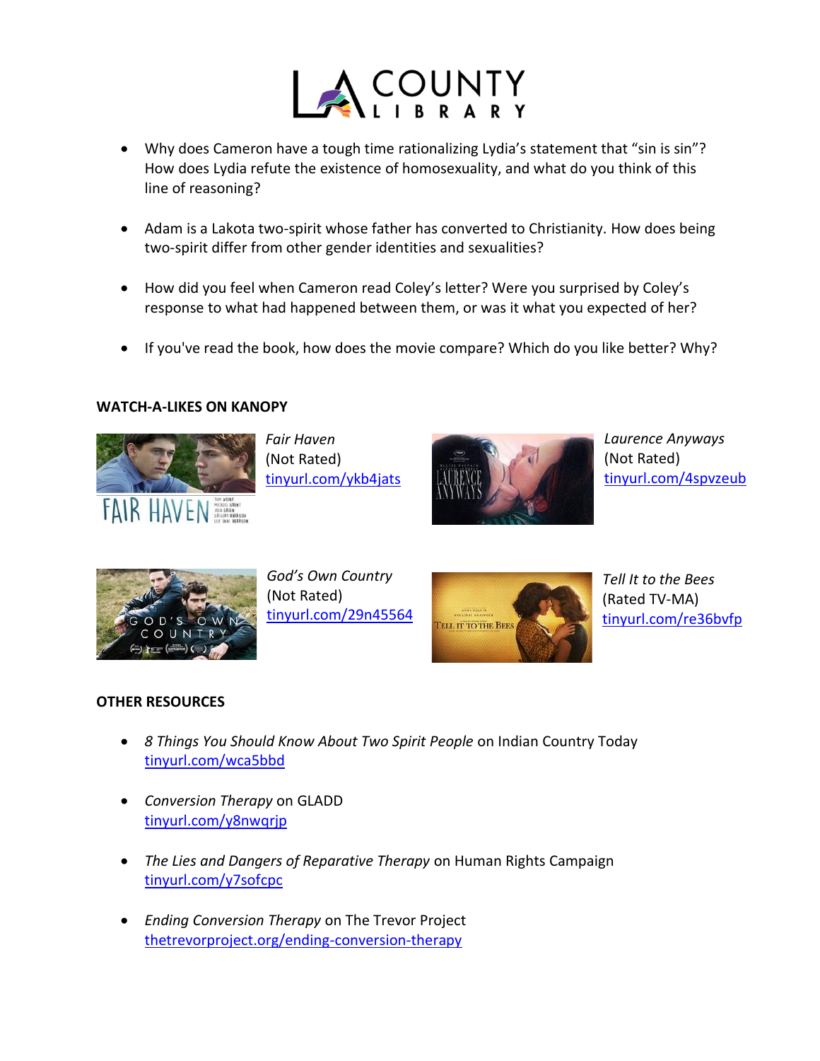- Why does Cameron have a tough time rationalizing Lydia's statement that "sin is sin"? How does Lydia refute the existence of homosexuality, and what do you think of this line of reasoning?

- Adam is a Lakota two-spirit whose father has converted to Christianity. How does being two-spirit differ from other gender identities and sexualities?

- How did you feel when Cameron read Coley's letter? Were you surprised by Coley's response to what had happened between them, or was it what you expected of her?

- If you've read the book, how does the movie compare? Which do you like better? Why?

**WATCH-A-LIKES ON KANOPY**

*Fair Haven*
(Not Rated)
tinyurl.com/ykb4jats

*Laurence Anyways*
(Not Rated)
tinyurl.com/4spvzeub

*God's Own Country*
(Not Rated)
tinyurl.com/29n45564

*Tell It to the Bees*
(Rated TV-MA)
tinyurl.com/re36bvfp

**OTHER RESOURCES**

- *8 Things You Should Know About Two Spirit People* on Indian Country Today
  tinyurl.com/wca5bbd

- *Conversion Therapy* on GLADD
  tinyurl.com/y8nwqrjp

- *The Lies and Dangers of Reparative Therapy* on Human Rights Campaign
  tinyurl.com/y7sofcpc

- *Ending Conversion Therapy* on The Trevor Project
  thetrevorproject.org/ending-conversion-therapy